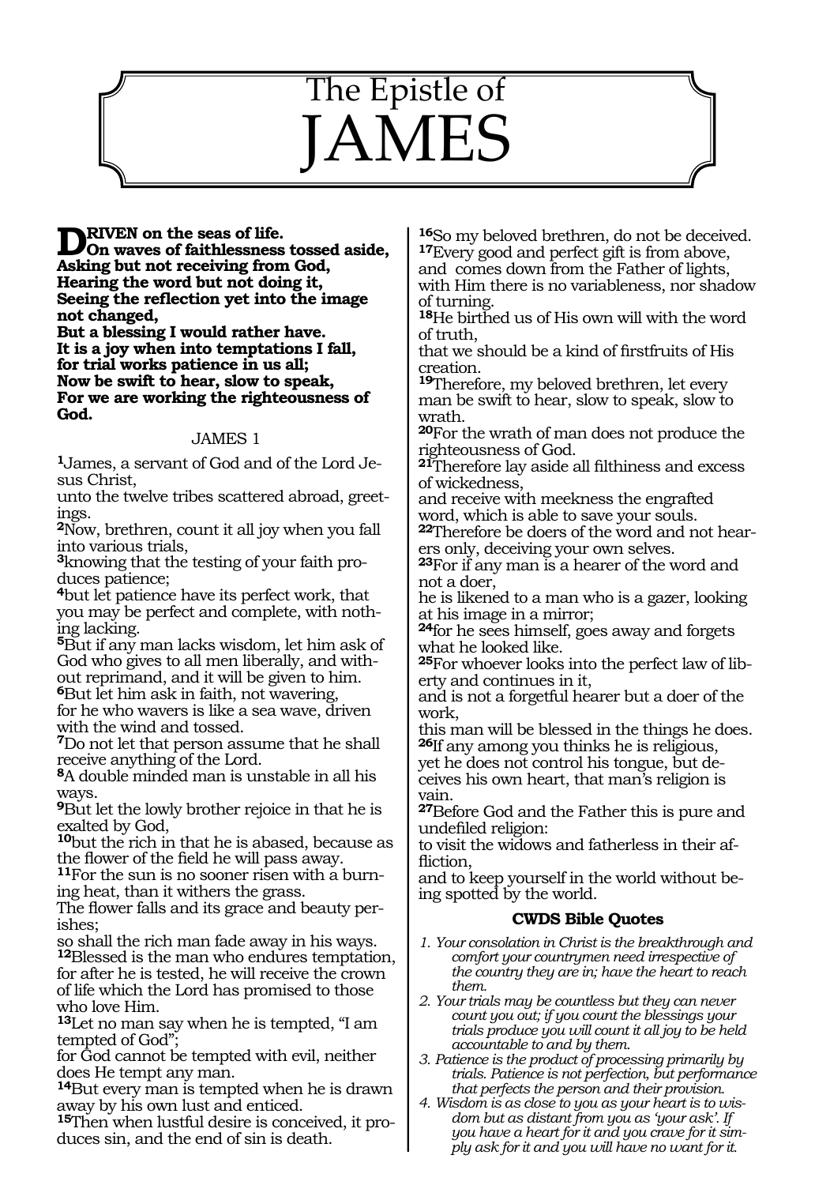# The Epistle of JAMES

**DRIVEN on the seas of life.**
**On waves of faithlessness tossed aside,**
**Asking but not receiving from God,**
**Hearing the word but not doing it,**
**Seeing the reflection yet into the image not changed,**
**But a blessing I would rather have.**
**It is a joy when into temptations I fall,**
**for trial works patience in us all;**
**Now be swift to hear, slow to speak,**
**For we are working the righteousness of God.**

## JAMES 1

**1**James, a servant of God and of the Lord Jesus Christ,
unto the twelve tribes scattered abroad, greetings.
**2**Now, brethren, count it all joy when you fall into various trials,
**3**knowing that the testing of your faith produces patience;
**4**but let patience have its perfect work, that you may be perfect and complete, with nothing lacking.
**5**But if any man lacks wisdom, let him ask of God who gives to all men liberally, and without reprimand, and it will be given to him.
**6**But let him ask in faith, not wavering,
for he who wavers is like a sea wave, driven with the wind and tossed.
**7**Do not let that person assume that he shall receive anything of the Lord.
**8**A double minded man is unstable in all his ways.
**9**But let the lowly brother rejoice in that he is exalted by God,
**10**but the rich in that he is abased, because as the flower of the field he will pass away.
**11**For the sun is no sooner risen with a burning heat, than it withers the grass.
The flower falls and its grace and beauty perishes;
so shall the rich man fade away in his ways.
**12**Blessed is the man who endures temptation, for after he is tested, he will receive the crown of life which the Lord has promised to those who love Him.
**13**Let no man say when he is tempted, "I am tempted of God";
for God cannot be tempted with evil, neither does He tempt any man.
**14**But every man is tempted when he is drawn away by his own lust and enticed.
**15**Then when lustful desire is conceived, it produces sin, and the end of sin is death.
**16**So my beloved brethren, do not be deceived.
**17**Every good and perfect gift is from above,
and comes down from the Father of lights,
with Him there is no variableness, nor shadow of turning.
**18**He birthed us of His own will with the word of truth,
that we should be a kind of firstfruits of His creation.
**19**Therefore, my beloved brethren, let every man be swift to hear, slow to speak, slow to wrath.
**20**For the wrath of man does not produce the righteousness of God.
**21**Therefore lay aside all filthiness and excess of wickedness,
and receive with meekness the engrafted word, which is able to save your souls.
**22**Therefore be doers of the word and not hearers only, deceiving your own selves.
**23**For if any man is a hearer of the word and not a doer,
he is likened to a man who is a gazer, looking at his image in a mirror;
**24**for he sees himself, goes away and forgets what he looked like.
**25**For whoever looks into the perfect law of liberty and continues in it,
and is not a forgetful hearer but a doer of the work,
this man will be blessed in the things he does.
**26**If any among you thinks he is religious,
yet he does not control his tongue, but deceives his own heart, that man's religion is vain.
**27**Before God and the Father this is pure and undefiled religion:
to visit the widows and fatherless in their affliction,
and to keep yourself in the world without being spotted by the world.

### CWDS Bible Quotes

1. *Your consolation in Christ is the breakthrough and comfort your countrymen need irrespective of the country they are in; have the heart to reach them.*
2. *Your trials may be countless but they can never count you out; if you count the blessings your trials produce you will count it all joy to be held accountable to and by them.*
3. *Patience is the product of processing primarily by trials. Patience is not perfection, but performance that perfects the person and their provision.*
4. *Wisdom is as close to you as your heart is to wisdom but as distant from you as 'your ask'. If you have a heart for it and you crave for it simply ask for it and you will have no want for it.*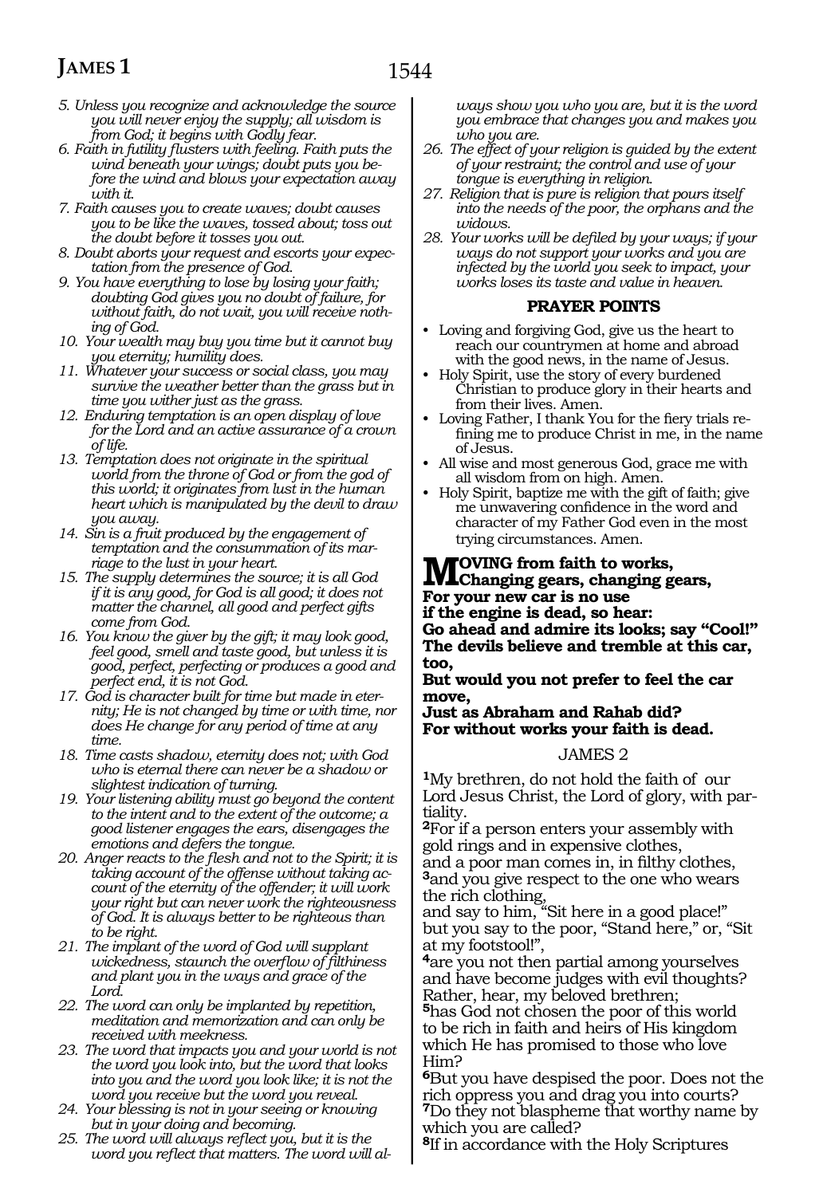*5. Unless you recognize and acknowledge the source you will never enjoy the supply; all wisdom is from God; it begins with Godly fear.*

*6. Faith in futility flusters with feeling. Faith puts the wind beneath your wings; doubt puts you before the wind and blows your expectation away with it.*

*7. Faith causes you to create waves; doubt causes you to be like the waves, tossed about; toss out the doubt before it tosses you out.*

*8. Doubt aborts your request and escorts your expectation from the presence of God.*

*9. You have everything to lose by losing your faith; doubting God gives you no doubt of failure, for without faith, do not wait, you will receive nothing of God.*

*10. Your wealth may buy you time but it cannot buy you eternity; humility does.*

*11. Whatever your success or social class, you may survive the weather better than the grass but in time you wither just as the grass.*

*12. Enduring temptation is an open display of love for the Lord and an active assurance of a crown of life.*

*13. Temptation does not originate in the spiritual world from the throne of God or from the god of this world; it originates from lust in the human heart which is manipulated by the devil to draw you away.*

*14. Sin is a fruit produced by the engagement of temptation and the consummation of its marriage to the lust in your heart.*

*15. The supply determines the source; it is all God if it is any good, for God is all good; it does not matter the channel, all good and perfect gifts come from God.*

*16. You know the giver by the gift; it may look good, feel good, smell and taste good, but unless it is good, perfect, perfecting or produces a good and perfect end, it is not God.*

*17. God is character built for time but made in eternity; He is not changed by time or with time, nor does He change for any period of time at any time.*

*18. Time casts shadow, eternity does not; with God who is eternal there can never be a shadow or slightest indication of turning.*

*19. Your listening ability must go beyond the content to the intent and to the extent of the outcome; a good listener engages the ears, disengages the emotions and defers the tongue.*

*20. Anger reacts to the flesh and not to the Spirit; it is taking account of the offense without taking account of the eternity of the offender; it will work your right but can never work the righteousness of God. It is always better to be righteous than to be right.*

*21. The implant of the word of God will supplant wickedness, staunch the overflow of filthiness and plant you in the ways and grace of the Lord.*

*22. The word can only be implanted by repetition, meditation and memorization and can only be received with meekness.*

*23. The word that impacts you and your world is not the word you look into, but the word that looks into you and the word you look like; it is not the word you receive but the word you reveal.*

*24. Your blessing is not in your seeing or knowing but in your doing and becoming.*

*25. The word will always reflect you, but it is the word you reflect that matters. The word will always show you who you are, but it is the word you embrace that changes you and makes you who you are.*

*26. The effect of your religion is guided by the extent of your restraint; the control and use of your tongue is everything in religion.*

*27. Religion that is pure is religion that pours itself into the needs of the poor, the orphans and the widows.*

*28. Your works will be defiled by your ways; if your ways do not support your works and you are infected by the world you seek to impact, your works loses its taste and value in heaven.*

## PRAYER POINTS

- Loving and forgiving God, give us the heart to reach our countrymen at home and abroad with the good news, in the name of Jesus.
- Holy Spirit, use the story of every burdened Christian to produce glory in their hearts and from their lives. Amen.
- Loving Father, I thank You for the fiery trials refining me to produce Christ in me, in the name of Jesus.
- All wise and most generous God, grace me with all wisdom from on high. Amen.
- Holy Spirit, baptize me with the gift of faith; give me unwavering confidence in the word and character of my Father God even in the most trying circumstances. Amen.

**MOVING from faith to works,**
**Changing gears, changing gears,**
**For your new car is no use**
**if the engine is dead, so hear:**
**Go ahead and admire its looks; say "Cool!"**
**The devils believe and tremble at this car, too,**
**But would you not prefer to feel the car move,**
**Just as Abraham and Rahab did?**
**For without works your faith is dead.**

## JAMES 2

**1**My brethren, do not hold the faith of our Lord Jesus Christ, the Lord of glory, with partiality.
**2**For if a person enters your assembly with gold rings and in expensive clothes,
and a poor man comes in, in filthy clothes,
**3**and you give respect to the one who wears the rich clothing,
and say to him, "Sit here in a good place!"
but you say to the poor, "Stand here," or, "Sit at my footstool!",
**4**are you not then partial among yourselves and have become judges with evil thoughts?
Rather, hear, my beloved brethren;
**5**has God not chosen the poor of this world to be rich in faith and heirs of His kingdom which He has promised to those who love Him?
**6**But you have despised the poor. Does not the rich oppress you and drag you into courts?
**7**Do they not blaspheme that worthy name by which you are called?
**8**If in accordance with the Holy Scriptures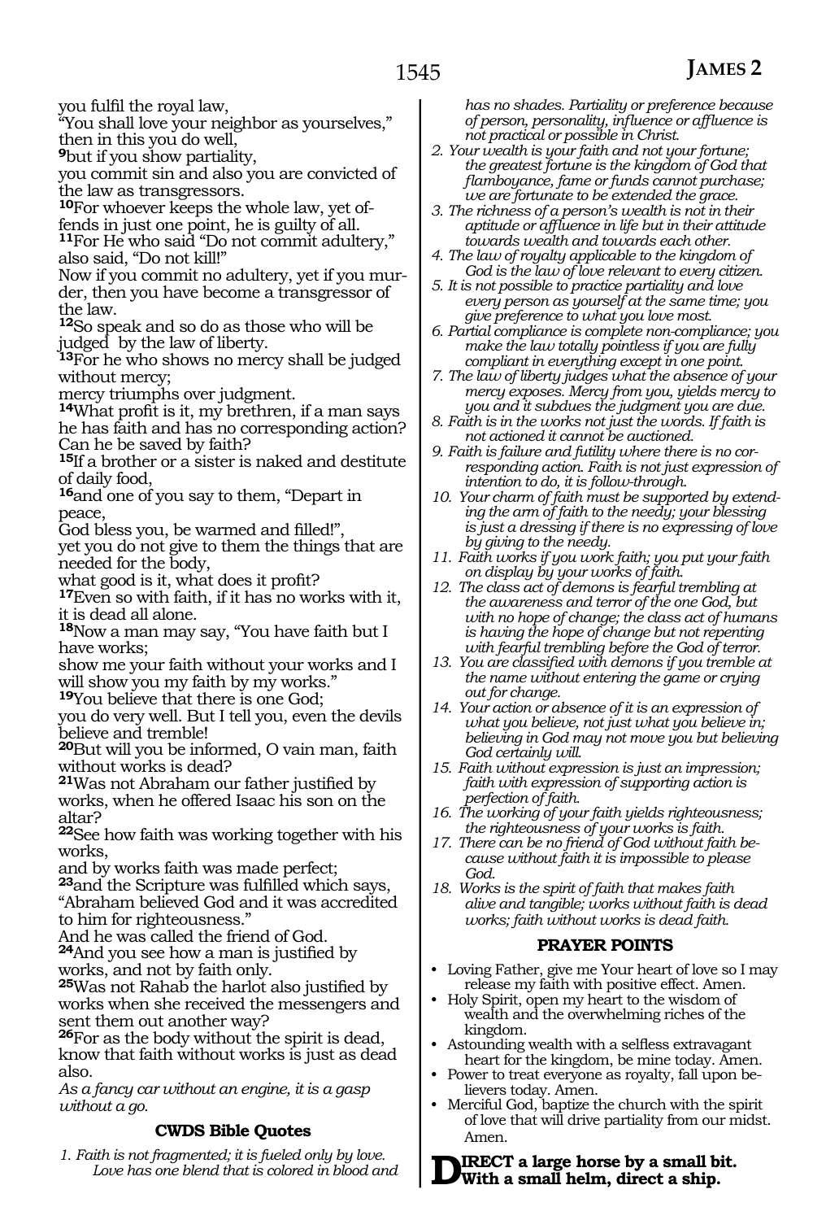you fulfil the royal law,
"You shall love your neighbor as yourselves,"
then in this you do well,
[9]but if you show partiality,
you commit sin and also you are convicted of the law as transgressors.
[10]For whoever keeps the whole law, yet offends in just one point, he is guilty of all.
[11]For He who said "Do not commit adultery," also said, "Do not kill!"
Now if you commit no adultery, yet if you murder, then you have become a transgressor of the law.
[12]So speak and so do as those who will be judged by the law of liberty.
[13]For he who shows no mercy shall be judged without mercy;
mercy triumphs over judgment.
[14]What profit is it, my brethren, if a man says he has faith and has no corresponding action? Can he be saved by faith?
[15]If a brother or a sister is naked and destitute of daily food,
[16]and one of you say to them, "Depart in peace,
God bless you, be warmed and filled!",
yet you do not give to them the things that are needed for the body,
what good is it, what does it profit?
[17]Even so with faith, if it has no works with it, it is dead all alone.
[18]Now a man may say, "You have faith but I have works;
show me your faith without your works and I will show you my faith by my works."
[19]You believe that there is one God;
you do very well. But I tell you, even the devils believe and tremble!
[20]But will you be informed, O vain man, faith without works is dead?
[21]Was not Abraham our father justified by works, when he offered Isaac his son on the altar?
[22]See how faith was working together with his works,
and by works faith was made perfect;
[23]and the Scripture was fulfilled which says, "Abraham believed God and it was accredited to him for righteousness."
And he was called the friend of God.
[24]And you see how a man is justified by works, and not by faith only.
[25]Was not Rahab the harlot also justified by works when she received the messengers and sent them out another way?
[26]For as the body without the spirit is dead, know that faith without works is just as dead also.
*As a fancy car without an engine, it is a gasp without a go.*

### CWDS Bible Quotes

1. *Faith is not fragmented; it is fueled only by love. Love has one blend that is colored in blood and has no shades. Partiality or preference because of person, personality, influence or affluence is not practical or possible in Christ.*
2. *Your wealth is your faith and not your fortune; the greatest fortune is the kingdom of God that flamboyance, fame or funds cannot purchase; we are fortunate to be extended the grace.*
3. *The richness of a person's wealth is not in their aptitude or affluence in life but in their attitude towards wealth and towards each other.*
4. *The law of royalty applicable to the kingdom of God is the law of love relevant to every citizen.*
5. *It is not possible to practice partiality and love every person as yourself at the same time; you give preference to what you love most.*
6. *Partial compliance is complete non-compliance; you make the law totally pointless if you are fully compliant in everything except in one point.*
7. *The law of liberty judges what the absence of your mercy exposes. Mercy from you, yields mercy to you and it subdues the judgment you are due.*
8. *Faith is in the works not just the words. If faith is not actioned it cannot be auctioned.*
9. *Faith is failure and futility where there is no corresponding action. Faith is not just expression of intention to do, it is follow-through.*
10. *Your charm of faith must be supported by extending the arm of faith to the needy; your blessing is just a dressing if there is no expressing of love by giving to the needy.*
11. *Faith works if you work faith; you put your faith on display by your works of faith.*
12. *The class act of demons is fearful trembling at the awareness and terror of the one God, but with no hope of change; the class act of humans is having the hope of change but not repenting with fearful trembling before the God of terror.*
13. *You are classified with demons if you tremble at the name without entering the game or crying out for change.*
14. *Your action or absence of it is an expression of what you believe, not just what you believe in; believing in God may not move you but believing God certainly will.*
15. *Faith without expression is just an impression; faith with expression of supporting action is perfection of faith.*
16. *The working of your faith yields righteousness; the righteousness of your works is faith.*
17. *There can be no friend of God without faith because without faith it is impossible to please God.*
18. *Works is the spirit of faith that makes faith alive and tangible; works without faith is dead works; faith without works is dead faith.*

### PRAYER POINTS

- Loving Father, give me Your heart of love so I may release my faith with positive effect. Amen.
- Holy Spirit, open my heart to the wisdom of wealth and the overwhelming riches of the kingdom.
- Astounding wealth with a selfless extravagant heart for the kingdom, be mine today. Amen.
- Power to treat everyone as royalty, fall upon believers today. Amen.
- Merciful God, baptize the church with the spirit of love that will drive partiality from our midst. Amen.

**DIRECT a large horse by a small bit. With a small helm, direct a ship.**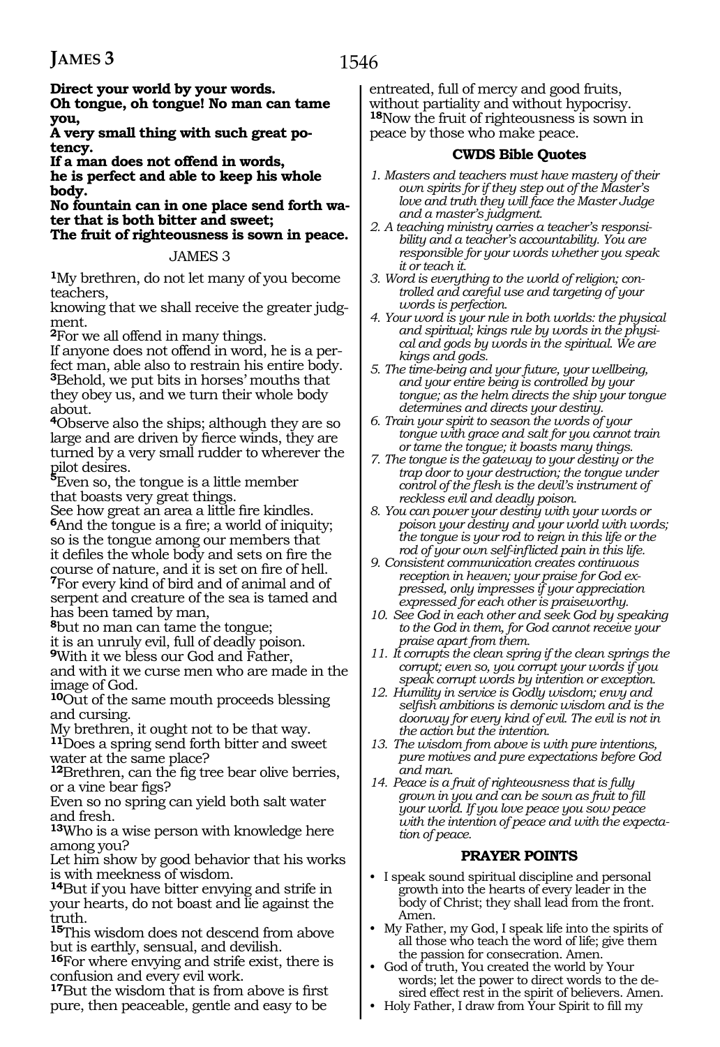**Direct your world by your words.**
**Oh tongue, oh tongue! No man can tame you,**
**A very small thing with such great potency.**
**If a man does not offend in words,**
**he is perfect and able to keep his whole body.**
**No fountain can in one place send forth water that is both bitter and sweet;**
**The fruit of righteousness is sown in peace.**

JAMES 3

[1]My brethren, do not let many of you become teachers,
knowing that we shall receive the greater judgment.
[2]For we all offend in many things.
If anyone does not offend in word, he is a perfect man, able also to restrain his entire body.
[3]Behold, we put bits in horses' mouths that they obey us, and we turn their whole body about.
[4]Observe also the ships; although they are so large and are driven by fierce winds, they are turned by a very small rudder to wherever the pilot desires.
[5]Even so, the tongue is a little member that boasts very great things.
See how great an area a little fire kindles.
[6]And the tongue is a fire; a world of iniquity; so is the tongue among our members that it defiles the whole body and sets on fire the course of nature, and it is set on fire of hell.
[7]For every kind of bird and of animal and of serpent and creature of the sea is tamed and has been tamed by man,
[8]but no man can tame the tongue;
it is an unruly evil, full of deadly poison.
[9]With it we bless our God and Father,
and with it we curse men who are made in the image of God.
[10]Out of the same mouth proceeds blessing and cursing.
My brethren, it ought not to be that way.
[11]Does a spring send forth bitter and sweet water at the same place?
[12]Brethren, can the fig tree bear olive berries, or a vine bear figs?
Even so no spring can yield both salt water and fresh.
[13]Who is a wise person with knowledge here among you?
Let him show by good behavior that his works is with meekness of wisdom.
[14]But if you have bitter envying and strife in your hearts, do not boast and lie against the truth.
[15]This wisdom does not descend from above but is earthly, sensual, and devilish.
[16]For where envying and strife exist, there is confusion and every evil work.
[17]But the wisdom that is from above is first pure, then peaceable, gentle and easy to be entreated, full of mercy and good fruits, without partiality and without hypocrisy.
[18]Now the fruit of righteousness is sown in peace by those who make peace.

### CWDS Bible Quotes

1. *Masters and teachers must have mastery of their own spirits for if they step out of the Master's love and truth they will face the Master Judge and a master's judgment.*
2. *A teaching ministry carries a teacher's responsibility and a teacher's accountability. You are responsible for your words whether you speak it or teach it.*
3. *Word is everything to the world of religion; controlled and careful use and targeting of your words is perfection.*
4. *Your word is your rule in both worlds: the physical and spiritual; kings rule by words in the physical and gods by words in the spiritual. We are kings and gods.*
5. *The time-being and your future, your wellbeing, and your entire being is controlled by your tongue; as the helm directs the ship your tongue determines and directs your destiny.*
6. *Train your spirit to season the words of your tongue with grace and salt for you cannot train or tame the tongue; it boasts many things.*
7. *The tongue is the gateway to your destiny or the trap door to your destruction; the tongue under control of the flesh is the devil's instrument of reckless evil and deadly poison.*
8. *You can power your destiny with your words or poison your destiny and your world with words; the tongue is your rod to reign in this life or the rod of your own self-inflicted pain in this life.*
9. *Consistent communication creates continuous reception in heaven; your praise for God expressed, only impresses if your appreciation expressed for each other is praiseworthy.*
10. *See God in each other and seek God by speaking to the God in them, for God cannot receive your praise apart from them.*
11. *It corrupts the clean spring if the clean springs the corrupt; even so, you corrupt your words if you speak corrupt words by intention or exception.*
12. *Humility in service is Godly wisdom; envy and selfish ambitions is demonic wisdom and is the doorway for every kind of evil. The evil is not in the action but the intention.*
13. *The wisdom from above is with pure intentions, pure motives and pure expectations before God and man.*
14. *Peace is a fruit of righteousness that is fully grown in you and can be sown as fruit to fill your world. If you love peace you sow peace with the intention of peace and with the expectation of peace.*

### PRAYER POINTS

- I speak sound spiritual discipline and personal growth into the hearts of every leader in the body of Christ; they shall lead from the front. Amen.
- My Father, my God, I speak life into the spirits of all those who teach the word of life; give them the passion for consecration. Amen.
- God of truth, You created the world by Your words; let the power to direct words to the desired effect rest in the spirit of believers. Amen.
- Holy Father, I draw from Your Spirit to fill my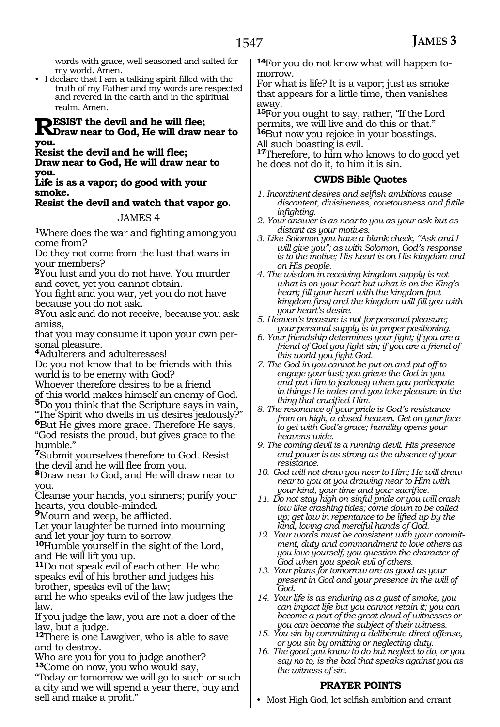words with grace, well seasoned and salted for my world. Amen.

- I declare that I am a talking spirit filled with the truth of my Father and my words are respected and revered in the earth and in the spiritual realm. Amen.

**RESIST the devil and he will flee;**
**Draw near to God, He will draw near to you.**
**Resist the devil and he will flee;**
**Draw near to God, He will draw near to you.**
**Life is as a vapor; do good with your smoke.**
**Resist the devil and watch that vapor go.**

JAMES 4

**1**Where does the war and fighting among you come from?
Do they not come from the lust that wars in your members?
**2**You lust and you do not have. You murder and covet, yet you cannot obtain.
You fight and you war, yet you do not have because you do not ask.
**3**You ask and do not receive, because you ask amiss,
that you may consume it upon your own personal pleasure.
**4**Adulterers and adulteresses!
Do you not know that to be friends with this world is to be enemy with God?
Whoever therefore desires to be a friend of this world makes himself an enemy of God.
**5**Do you think that the Scripture says in vain, "The Spirit who dwells in us desires jealously?"
**6**But He gives more grace. Therefore He says, "God resists the proud, but gives grace to the humble."
**7**Submit yourselves therefore to God. Resist the devil and he will flee from you.
**8**Draw near to God, and He will draw near to you.
Cleanse your hands, you sinners; purify your hearts, you double-minded.
**9**Mourn and weep, be afflicted.
Let your laughter be turned into mourning and let your joy turn to sorrow.
**10**Humble yourself in the sight of the Lord, and He will lift you up.
**11**Do not speak evil of each other. He who speaks evil of his brother and judges his brother, speaks evil of the law;
and he who speaks evil of the law judges the law.
If you judge the law, you are not a doer of the law, but a judge.
**12**There is one Lawgiver, who is able to save and to destroy.
Who are you for you to judge another?
**13**Come on now, you who would say,
"Today or tomorrow we will go to such or such a city and we will spend a year there, buy and sell and make a profit."
**14**For you do not know what will happen tomorrow.
For what is life? It is a vapor; just as smoke that appears for a little time, then vanishes away.
**15**For you ought to say, rather, "If the Lord permits, we will live and do this or that."
**16**But now you rejoice in your boastings.
All such boasting is evil.
**17**Therefore, to him who knows to do good yet he does not do it, to him it is sin.

### CWDS Bible Quotes

1. *Incontinent desires and selfish ambitions cause discontent, divisiveness, covetousness and futile infighting.*
2. *Your answer is as near to you as your ask but as distant as your motives.*
3. *Like Solomon you have a blank check, "Ask and I will give you"; as with Solomon, God's response is to the motive; His heart is on His kingdom and on His people.*
4. *The wisdom in receiving kingdom supply is not what is on your heart but what is on the King's heart; fill your heart with the kingdom (put kingdom first) and the kingdom will fill you with your heart's desire.*
5. *Heaven's treasure is not for personal pleasure; your personal supply is in proper positioning.*
6. *Your friendship determines your fight; if you are a friend of God you fight sin; if you are a friend of this world you fight God.*
7. *The God in you cannot be put on and put off to engage your lust; you grieve the God in you and put Him to jealousy when you participate in things He hates and you take pleasure in the thing that crucified Him.*
8. *The resonance of your pride is God's resistance from on high, a closed heaven. Get on your face to get with God's grace; humility opens your heavens wide.*
9. *The coming devil is a running devil. His presence and power is as strong as the absence of your resistance.*
10. *God will not draw you near to Him; He will draw near to you at you drawing near to Him with your kind, your time and your sacrifice.*
11. *Do not stay high on sinful pride or you will crash low like crashing tides; come down to be called up; get low in repentance to be lifted up by the kind, loving and merciful hands of God.*
12. *Your words must be consistent with your commitment, duty and commandment to love others as you love yourself; you question the character of God when you speak evil of others.*
13. *Your plans for tomorrow are as good as your present in God and your presence in the will of God.*
14. *Your life is as enduring as a gust of smoke, you can impact life but you cannot retain it; you can become a part of the great cloud of witnesses or you can become the subject of their witness.*
15. *You sin by committing a deliberate direct offense, or you sin by omitting or neglecting duty.*
16. *The good you know to do but neglect to do, or you say no to, is the bad that speaks against you as the witness of sin.*

### PRAYER POINTS

- Most High God, let selfish ambition and errant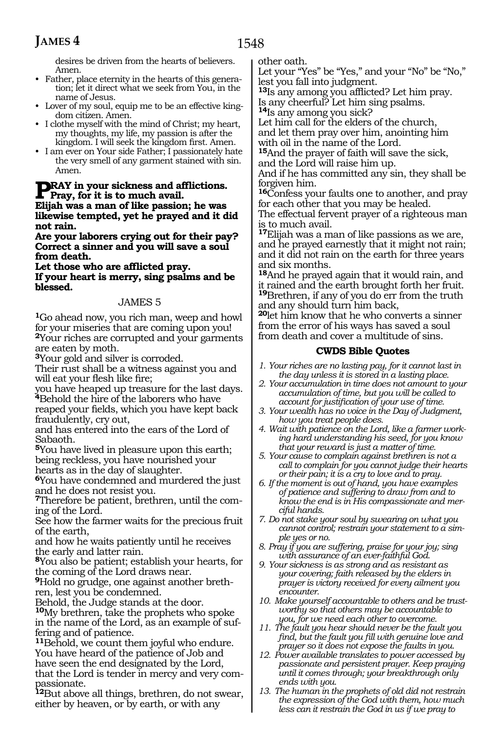desires be driven from the hearts of believers. Amen.

- Father, place eternity in the hearts of this generation; let it direct what we seek from You, in the name of Jesus.
- Lover of my soul, equip me to be an effective kingdom citizen. Amen.
- I clothe myself with the mind of Christ; my heart, my thoughts, my life, my passion is after the kingdom. I will seek the kingdom first. Amen.
- I am ever on Your side Father; I passionately hate the very smell of any garment stained with sin. Amen.

**PRAY in your sickness and afflictions. Pray, for it is to much avail.**
**Elijah was a man of like passion; he was likewise tempted, yet he prayed and it did not rain.**
**Are your laborers crying out for their pay? Correct a sinner and you will save a soul from death.**
**Let those who are afflicted pray.**
**If your heart is merry, sing psalms and be blessed.**

## JAMES 5

[1]Go ahead now, you rich man, weep and howl for your miseries that are coming upon you!
[2]Your riches are corrupted and your garments are eaten by moth.
[3]Your gold and silver is corroded.
Their rust shall be a witness against you and will eat your flesh like fire;
you have heaped up treasure for the last days.
[4]Behold the hire of the laborers who have reaped your fields, which you have kept back fraudulently, cry out,
and has entered into the ears of the Lord of Sabaoth.
[5]You have lived in pleasure upon this earth; being reckless, you have nourished your hearts as in the day of slaughter.
[6]You have condemned and murdered the just and he does not resist you.
[7]Therefore be patient, brethren, until the coming of the Lord.
See how the farmer waits for the precious fruit of the earth,
and how he waits patiently until he receives the early and latter rain.
[8]You also be patient; establish your hearts, for the coming of the Lord draws near.
[9]Hold no grudge, one against another brethren, lest you be condemned.
Behold, the Judge stands at the door.
[10]My brethren, take the prophets who spoke in the name of the Lord, as an example of suffering and of patience.
[11]Behold, we count them joyful who endure.
You have heard of the patience of Job and have seen the end designated by the Lord, that the Lord is tender in mercy and very compassionate.
[12]But above all things, brethren, do not swear, either by heaven, or by earth, or with any other oath.
Let your "Yes" be "Yes," and your "No" be "No," lest you fall into judgment.
[13]Is any among you afflicted? Let him pray.
Is any cheerful? Let him sing psalms.
[14]Is any among you sick?
Let him call for the elders of the church, and let them pray over him, anointing him with oil in the name of the Lord.
[15]And the prayer of faith will save the sick, and the Lord will raise him up.
And if he has committed any sin, they shall be forgiven him.
[16]Confess your faults one to another, and pray for each other that you may be healed.
The effectual fervent prayer of a righteous man is to much avail.
[17]Elijah was a man of like passions as we are, and he prayed earnestly that it might not rain; and it did not rain on the earth for three years and six months.
[18]And he prayed again that it would rain, and it rained and the earth brought forth her fruit.
[19]Brethren, if any of you do err from the truth and any should turn him back,
[20]let him know that he who converts a sinner from the error of his ways has saved a soul from death and cover a multitude of sins.

### CWDS Bible Quotes

1. *Your riches are no lasting pay, for it cannot last in the day unless it is stored in a lasting place.*
2. *Your accumulation in time does not amount to your accumulation of time, but you will be called to account for justification of your use of time.*
3. *Your wealth has no voice in the Day of Judgment, how you treat people does.*
4. *Wait with patience on the Lord, like a farmer working hard understanding his seed, for you know that your reward is just a matter of time.*
5. *Your cause to complain against brethren is not a call to complain for you cannot judge their hearts or their pain; it is a cry to love and to pray.*
6. *If the moment is out of hand, you have examples of patience and suffering to draw from and to know the end is in His compassionate and merciful hands.*
7. *Do not stake your soul by swearing on what you cannot control; restrain your statement to a simple yes or no.*
8. *Pray if you are suffering, praise for your joy; sing with assurance of an ever-faithful God.*
9. *Your sickness is as strong and as resistant as your covering; faith released by the elders in prayer is victory received for every ailment you encounter.*
10. *Make yourself accountable to others and be trustworthy so that others may be accountable to you, for we need each other to overcome.*
11. *The fault you hear should never be the fault you find, but the fault you fill with genuine love and prayer so it does not expose the faults in you.*
12. *Power available translates to power accessed by passionate and persistent prayer. Keep praying until it comes through; your breakthrough only ends with you.*
13. *The human in the prophets of old did not restrain the expression of the God with them, how much less can it restrain the God in us if we pray to*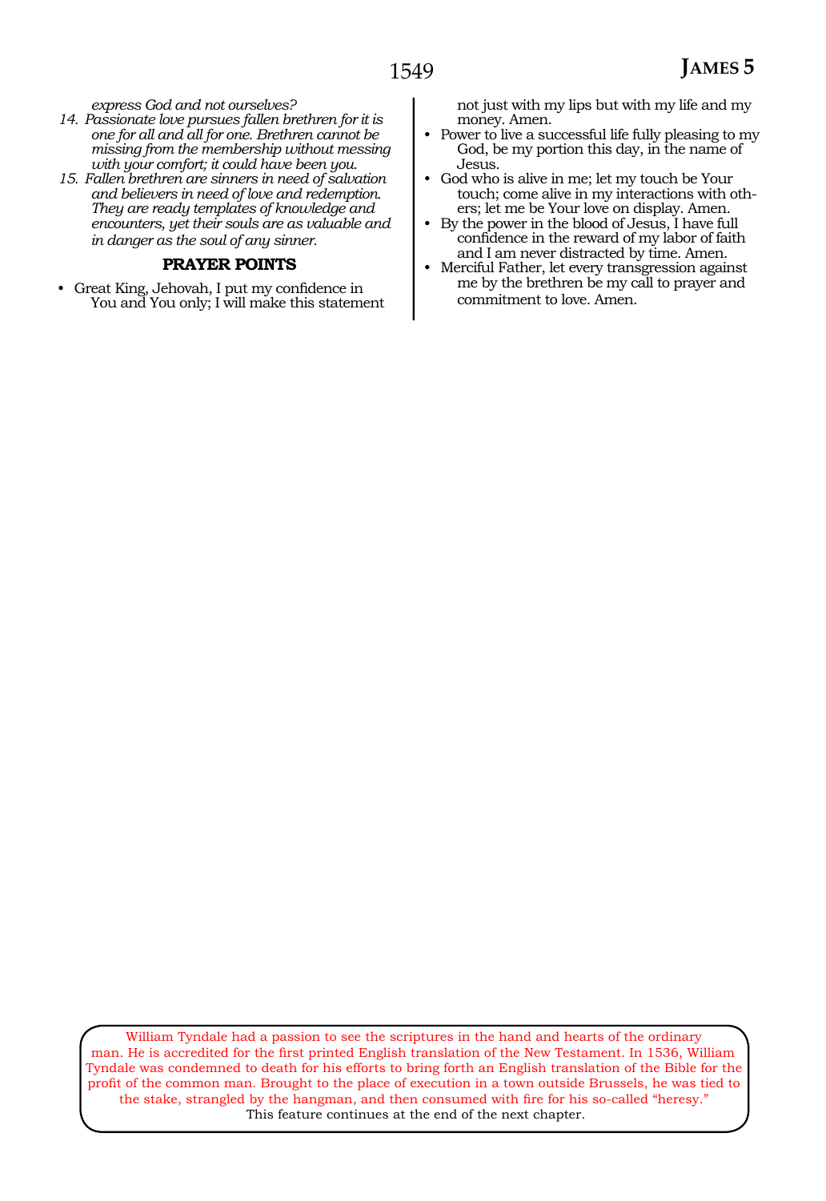*express God and not ourselves?*

14. *Passionate love pursues fallen brethren for it is one for all and all for one. Brethren cannot be missing from the membership without messing with your comfort; it could have been you.*
15. *Fallen brethren are sinners in need of salvation and believers in need of love and redemption. They are ready templates of knowledge and encounters, yet their souls are as valuable and in danger as the soul of any sinner.*

**PRAYER POINTS**

- Great King, Jehovah, I put my confidence in You and You only; I will make this statement not just with my lips but with my life and my money. Amen.
- Power to live a successful life fully pleasing to my God, be my portion this day, in the name of Jesus.
- God who is alive in me; let my touch be Your touch; come alive in my interactions with others; let me be Your love on display. Amen.
- By the power in the blood of Jesus, I have full confidence in the reward of my labor of faith and I am never distracted by time. Amen.
- Merciful Father, let every transgression against me by the brethren be my call to prayer and commitment to love. Amen.

William Tyndale had a passion to see the scriptures in the hand and hearts of the ordinary man. He is accredited for the first printed English translation of the New Testament. In 1536, William Tyndale was condemned to death for his efforts to bring forth an English translation of the Bible for the profit of the common man. Brought to the place of execution in a town outside Brussels, he was tied to the stake, strangled by the hangman, and then consumed with fire for his so-called "heresy."
This feature continues at the end of the next chapter.